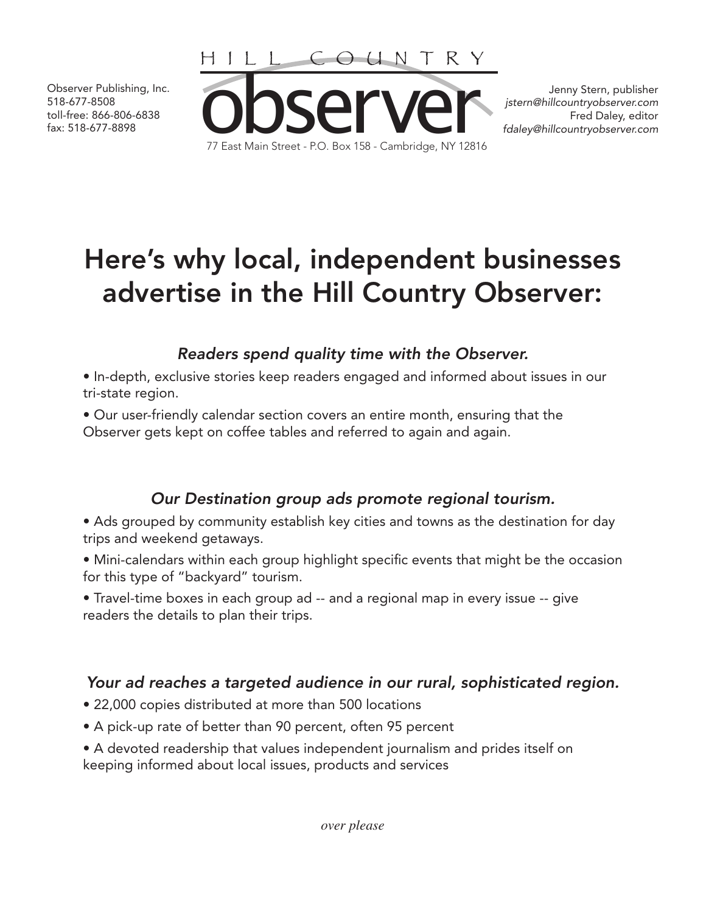Observer Publishing, Inc.
518-677-8508
toll-free: 866-806-6838
fax: 518-677-8898

# HILL COUNTRY observer

77 East Main Street - P.O. Box 158 - Cambridge, NY 12816

Jenny Stern, publisher
*jstern@hillcountryobserver.com*
Fred Daley, editor
*fdaley@hillcountryobserver.com*

## Here's why local, independent businesses advertise in the Hill Country Observer:

### *Readers spend quality time with the Observer.*

- In-depth, exclusive stories keep readers engaged and informed about issues in our tri-state region.
- Our user-friendly calendar section covers an entire month, ensuring that the Observer gets kept on coffee tables and referred to again and again.

### *Our Destination group ads promote regional tourism.*

- Ads grouped by community establish key cities and towns as the destination for day trips and weekend getaways.
- Mini-calendars within each group highlight specific events that might be the occasion for this type of "backyard" tourism.
- Travel-time boxes in each group ad -- and a regional map in every issue -- give readers the details to plan their trips.

### *Your ad reaches a targeted audience in our rural, sophisticated region.*

- 22,000 copies distributed at more than 500 locations
- A pick-up rate of better than 90 percent, often 95 percent
- A devoted readership that values independent journalism and prides itself on keeping informed about local issues, products and services

*over please*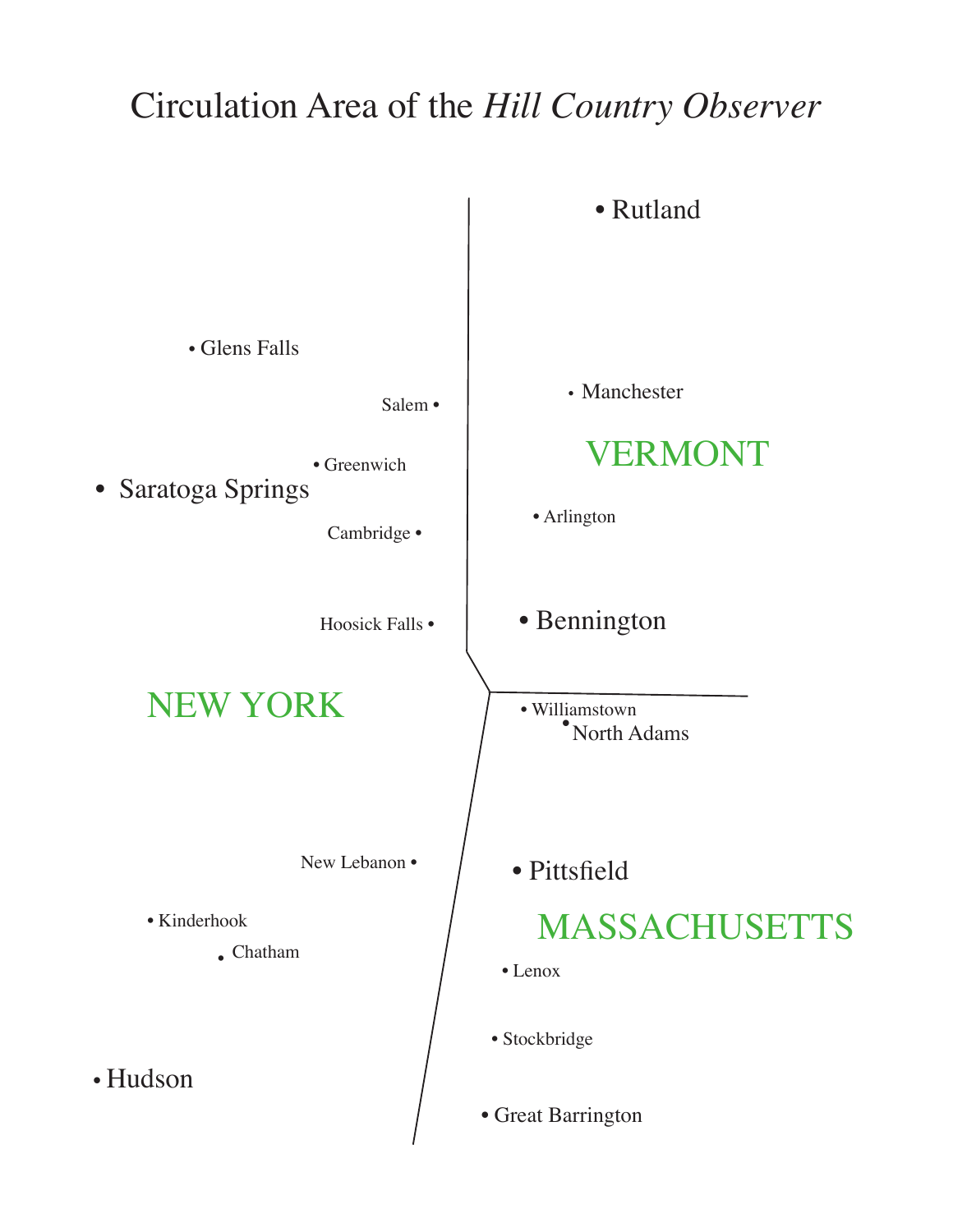# Circulation Area of the *Hill Country Observer*

Rutland

Glens Falls

Salem

Manchester

VERMONT

Greenwich

Saratoga Springs

Arlington

Cambridge

Hoosick Falls

Bennington

NEW YORK

Williamstown

North Adams

New Lebanon

Pittsfield

MASSACHUSETTS

Kinderhook

Chatham

Lenox

Stockbridge

Hudson

Great Barrington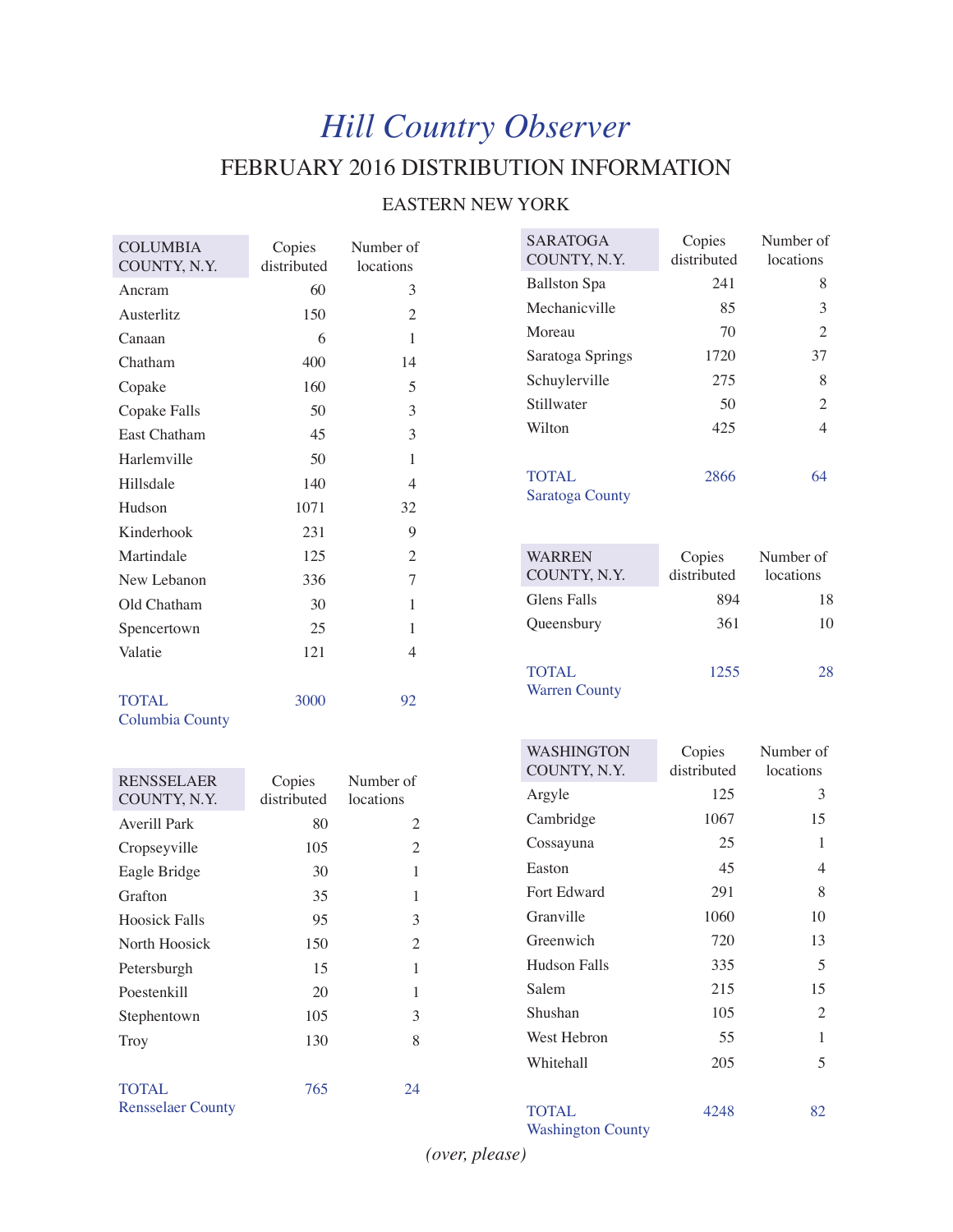# *Hill Country Observer*

## FEBRUARY 2016 DISTRIBUTION INFORMATION

### EASTERN NEW YORK

| COLUMBIA COUNTY, N.Y. | Copies distributed | Number of locations |
|---|---|---|
| Ancram | 60 | 3 |
| Austerlitz | 150 | 2 |
| Canaan | 6 | 1 |
| Chatham | 400 | 14 |
| Copake | 160 | 5 |
| Copake Falls | 50 | 3 |
| East Chatham | 45 | 3 |
| Harlemville | 50 | 1 |
| Hillsdale | 140 | 4 |
| Hudson | 1071 | 32 |
| Kinderhook | 231 | 9 |
| Martindale | 125 | 2 |
| New Lebanon | 336 | 7 |
| Old Chatham | 30 | 1 |
| Spencertown | 25 | 1 |
| Valatie | 121 | 4 |
| TOTAL Columbia County | 3000 | 92 |

| RENSSELAER COUNTY, N.Y. | Copies distributed | Number of locations |
|---|---|---|
| Averill Park | 80 | 2 |
| Cropseyville | 105 | 2 |
| Eagle Bridge | 30 | 1 |
| Grafton | 35 | 1 |
| Hoosick Falls | 95 | 3 |
| North Hoosick | 150 | 2 |
| Petersburgh | 15 | 1 |
| Poestenkill | 20 | 1 |
| Stephentown | 105 | 3 |
| Troy | 130 | 8 |
| TOTAL Rensselaer County | 765 | 24 |

| SARATOGA COUNTY, N.Y. | Copies distributed | Number of locations |
|---|---|---|
| Ballston Spa | 241 | 8 |
| Mechanicville | 85 | 3 |
| Moreau | 70 | 2 |
| Saratoga Springs | 1720 | 37 |
| Schuylerville | 275 | 8 |
| Stillwater | 50 | 2 |
| Wilton | 425 | 4 |
| TOTAL Saratoga County | 2866 | 64 |

| WARREN COUNTY, N.Y. | Copies distributed | Number of locations |
|---|---|---|
| Glens Falls | 894 | 18 |
| Queensbury | 361 | 10 |
| TOTAL Warren County | 1255 | 28 |

| WASHINGTON COUNTY, N.Y. | Copies distributed | Number of locations |
|---|---|---|
| Argyle | 125 | 3 |
| Cambridge | 1067 | 15 |
| Cossayuna | 25 | 1 |
| Easton | 45 | 4 |
| Fort Edward | 291 | 8 |
| Granville | 1060 | 10 |
| Greenwich | 720 | 13 |
| Hudson Falls | 335 | 5 |
| Salem | 215 | 15 |
| Shushan | 105 | 2 |
| West Hebron | 55 | 1 |
| Whitehall | 205 | 5 |
| TOTAL Washington County | 4248 | 82 |

*(over, please)*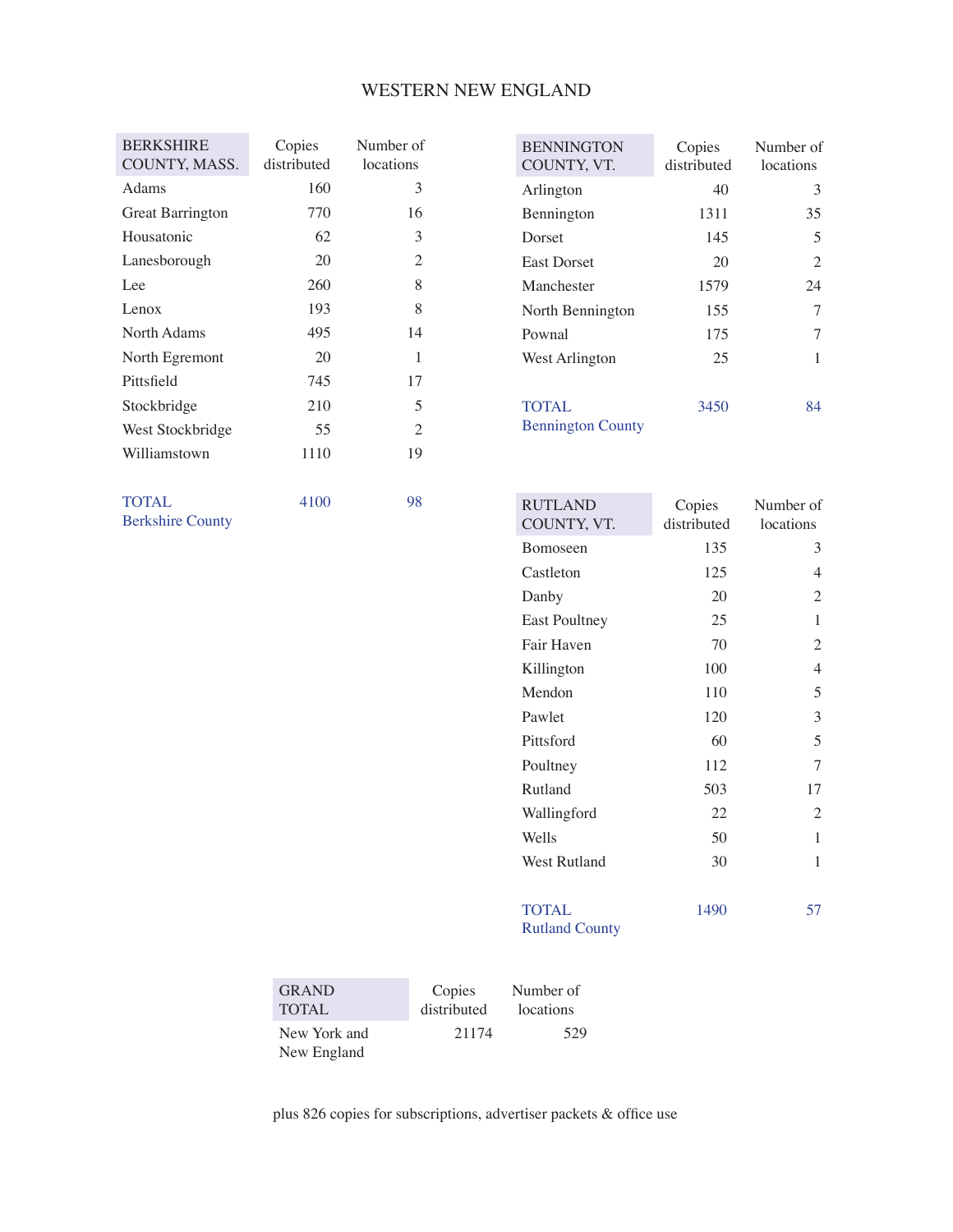# WESTERN NEW ENGLAND

| BERKSHIRE COUNTY, MASS. | Copies distributed | Number of locations |
|---|---|---|
| Adams | 160 | 3 |
| Great Barrington | 770 | 16 |
| Housatonic | 62 | 3 |
| Lanesborough | 20 | 2 |
| Lee | 260 | 8 |
| Lenox | 193 | 8 |
| North Adams | 495 | 14 |
| North Egremont | 20 | 1 |
| Pittsfield | 745 | 17 |
| Stockbridge | 210 | 5 |
| West Stockbridge | 55 | 2 |
| Williamstown | 1110 | 19 |
| TOTAL Berkshire County | 4100 | 98 |

| BENNINGTON COUNTY, VT. | Copies distributed | Number of locations |
|---|---|---|
| Arlington | 40 | 3 |
| Bennington | 1311 | 35 |
| Dorset | 145 | 5 |
| East Dorset | 20 | 2 |
| Manchester | 1579 | 24 |
| North Bennington | 155 | 7 |
| Pownal | 175 | 7 |
| West Arlington | 25 | 1 |
| TOTAL Bennington County | 3450 | 84 |

| RUTLAND COUNTY, VT. | Copies distributed | Number of locations |
|---|---|---|
| Bomoseen | 135 | 3 |
| Castleton | 125 | 4 |
| Danby | 20 | 2 |
| East Poultney | 25 | 1 |
| Fair Haven | 70 | 2 |
| Killington | 100 | 4 |
| Mendon | 110 | 5 |
| Pawlet | 120 | 3 |
| Pittsford | 60 | 5 |
| Poultney | 112 | 7 |
| Rutland | 503 | 17 |
| Wallingford | 22 | 2 |
| Wells | 50 | 1 |
| West Rutland | 30 | 1 |
| TOTAL Rutland County | 1490 | 57 |

| GRAND TOTAL | Copies distributed | Number of locations |
|---|---|---|
| New York and New England | 21174 | 529 |

plus 826 copies for subscriptions, advertiser packets & office use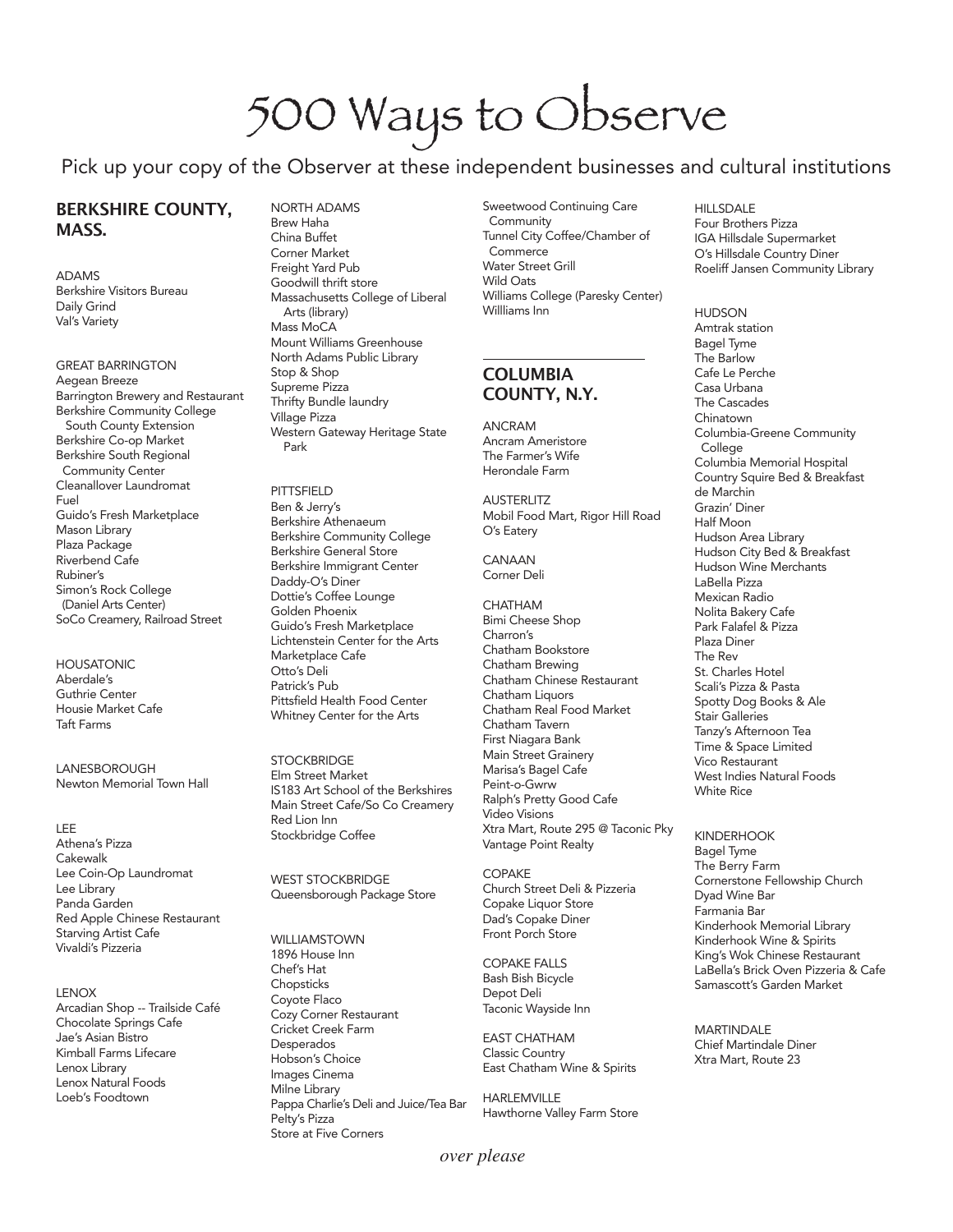# 500 Ways to Observe

Pick up your copy of the Observer at these independent businesses and cultural institutions

## BERKSHIRE COUNTY, MASS.

ADAMS
Berkshire Visitors Bureau
Daily Grind
Val's Variety

GREAT BARRINGTON
Aegean Breeze
Barrington Brewery and Restaurant
Berkshire Community College South County Extension
Berkshire Co-op Market
Berkshire South Regional Community Center
Cleanallover Laundromat
Fuel
Guido's Fresh Marketplace
Mason Library
Plaza Package
Riverbend Cafe
Rubiner's
Simon's Rock College (Daniel Arts Center)
SoCo Creamery, Railroad Street

HOUSATONIC
Aberdale's
Guthrie Center
Housie Market Cafe
Taft Farms

LANESBOROUGH
Newton Memorial Town Hall

LEE
Athena's Pizza
Cakewalk
Lee Coin-Op Laundromat
Lee Library
Panda Garden
Red Apple Chinese Restaurant
Starving Artist Cafe
Vivaldi's Pizzeria

LENOX
Arcadian Shop -- Trailside Café
Chocolate Springs Cafe
Jae's Asian Bistro
Kimball Farms Lifecare
Lenox Library
Lenox Natural Foods
Loeb's Foodtown

NORTH ADAMS
Brew Haha
China Buffet
Corner Market
Freight Yard Pub
Goodwill thrift store
Massachusetts College of Liberal Arts (library)
Mass MoCA
Mount Williams Greenhouse
North Adams Public Library
Stop & Shop
Supreme Pizza
Thrifty Bundle laundry
Village Pizza
Western Gateway Heritage State Park

PITTSFIELD
Ben & Jerry's
Berkshire Athenaeum
Berkshire Community College
Berkshire General Store
Berkshire Immigrant Center
Daddy-O's Diner
Dottie's Coffee Lounge
Golden Phoenix
Guido's Fresh Marketplace
Lichtenstein Center for the Arts
Marketplace Cafe
Otto's Deli
Patrick's Pub
Pittsfield Health Food Center
Whitney Center for the Arts

STOCKBRIDGE
Elm Street Market
IS183 Art School of the Berkshires
Main Street Cafe/So Co Creamery
Red Lion Inn
Stockbridge Coffee

WEST STOCKBRIDGE
Queensborough Package Store

WILLIAMSTOWN
1896 House Inn
Chef's Hat
Chopsticks
Coyote Flaco
Cozy Corner Restaurant
Cricket Creek Farm
Desperados
Hobson's Choice
Images Cinema
Milne Library
Pappa Charlie's Deli and Juice/Tea Bar
Pelty's Pizza
Store at Five Corners
Sweetwood Continuing Care Community
Tunnel City Coffee/Chamber of Commerce
Water Street Grill
Wild Oats
Williams College (Paresky Center)
Willliams Inn

## COLUMBIA COUNTY, N.Y.

ANCRAM
Ancram Ameristore
The Farmer's Wife
Herondale Farm

AUSTERLITZ
Mobil Food Mart, Rigor Hill Road
O's Eatery

CANAAN
Corner Deli

CHATHAM
Bimi Cheese Shop
Charron's
Chatham Bookstore
Chatham Brewing
Chatham Chinese Restaurant
Chatham Liquors
Chatham Real Food Market
Chatham Tavern
First Niagara Bank
Main Street Grainery
Marisa's Bagel Cafe
Peint-o-Gwrw
Ralph's Pretty Good Cafe
Video Visions
Xtra Mart, Route 295 @ Taconic Pky
Vantage Point Realty

COPAKE
Church Street Deli & Pizzeria
Copake Liquor Store
Dad's Copake Diner
Front Porch Store

COPAKE FALLS
Bash Bish Bicycle
Depot Deli
Taconic Wayside Inn

EAST CHATHAM
Classic Country
East Chatham Wine & Spirits

HARLEMVILLE
Hawthorne Valley Farm Store

HILLSDALE
Four Brothers Pizza
IGA Hillsdale Supermarket
O's Hillsdale Country Diner
Roeliff Jansen Community Library

HUDSON
Amtrak station
Bagel Tyme
The Barlow
Cafe Le Perche
Casa Urbana
The Cascades
Chinatown
Columbia-Greene Community College
Columbia Memorial Hospital
Country Squire Bed & Breakfast
de Marchin
Grazin' Diner
Half Moon
Hudson Area Library
Hudson City Bed & Breakfast
Hudson Wine Merchants
LaBella Pizza
Mexican Radio
Nolita Bakery Cafe
Park Falafel & Pizza
Plaza Diner
The Rev
St. Charles Hotel
Scali's Pizza & Pasta
Spotty Dog Books & Ale
Stair Galleries
Tanzy's Afternoon Tea
Time & Space Limited
Vico Restaurant
West Indies Natural Foods
White Rice

KINDERHOOK
Bagel Tyme
The Berry Farm
Cornerstone Fellowship Church
Dyad Wine Bar
Farmania Bar
Kinderhook Memorial Library
Kinderhook Wine & Spirits
King's Wok Chinese Restaurant
LaBella's Brick Oven Pizzeria & Cafe
Samascott's Garden Market

MARTINDALE
Chief Martindale Diner
Xtra Mart, Route 23

*over please*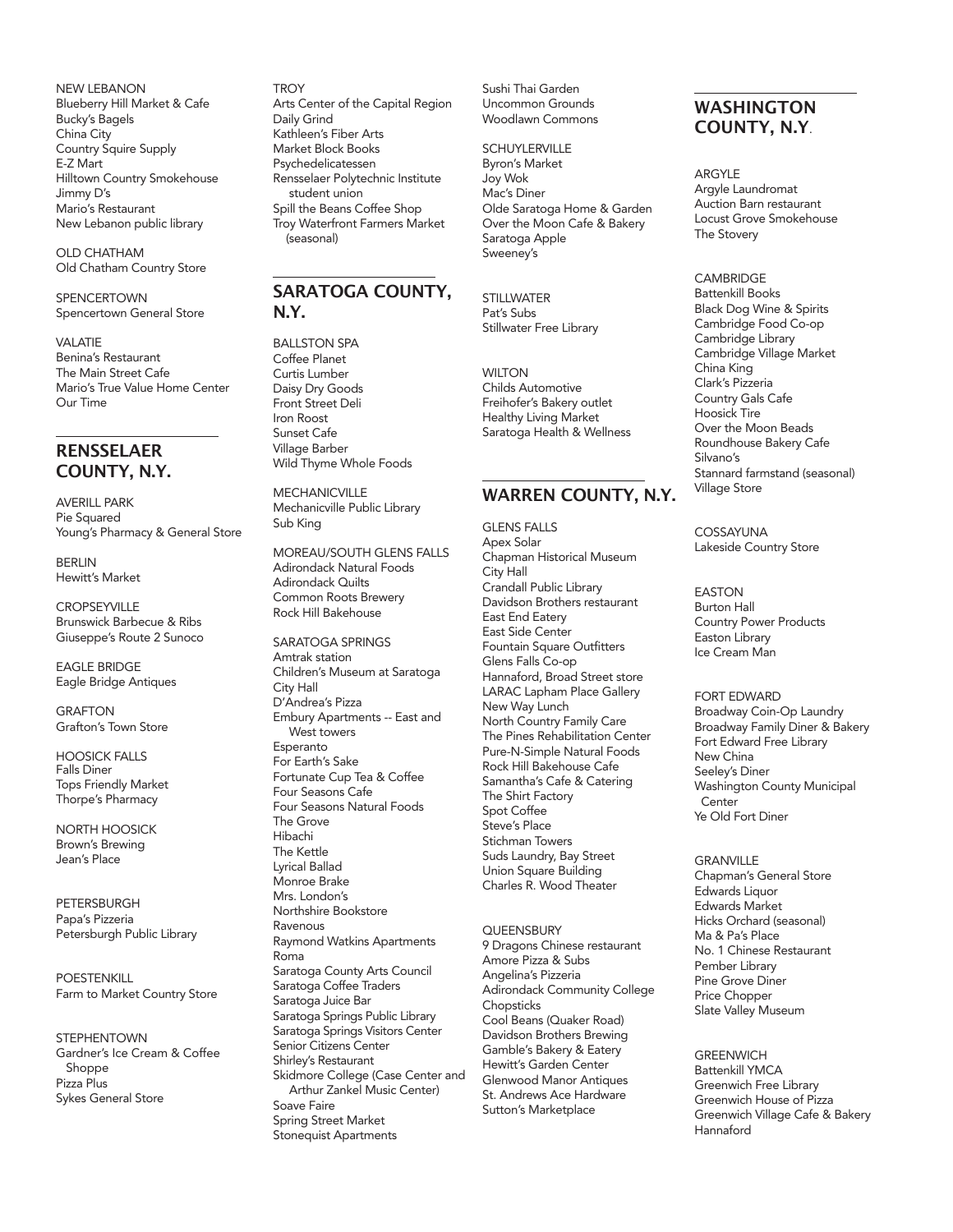NEW LEBANON
Blueberry Hill Market & Cafe
Bucky's Bagels
China City
Country Squire Supply
E-Z Mart
Hilltown Country Smokehouse
Jimmy D's
Mario's Restaurant
New Lebanon public library

OLD CHATHAM
Old Chatham Country Store

SPENCERTOWN
Spencertown General Store

VALATIE
Benina's Restaurant
The Main Street Cafe
Mario's True Value Home Center
Our Time

## RENSSELAER COUNTY, N.Y.

AVERILL PARK
Pie Squared
Young's Pharmacy & General Store

BERLIN
Hewitt's Market

CROPSEYVILLE
Brunswick Barbecue & Ribs
Giuseppe's Route 2 Sunoco

EAGLE BRIDGE
Eagle Bridge Antiques

GRAFTON
Grafton's Town Store

HOOSICK FALLS
Falls Diner
Tops Friendly Market
Thorpe's Pharmacy

NORTH HOOSICK
Brown's Brewing
Jean's Place

PETERSBURGH
Papa's Pizzeria
Petersburgh Public Library

POESTENKILL
Farm to Market Country Store

STEPHENTOWN
Gardner's Ice Cream & Coffee Shoppe
Pizza Plus
Sykes General Store

TROY
Arts Center of the Capital Region
Daily Grind
Kathleen's Fiber Arts
Market Block Books
Psychedelicatessen
Rensselaer Polytechnic Institute student union
Spill the Beans Coffee Shop
Troy Waterfront Farmers Market (seasonal)

## SARATOGA COUNTY, N.Y.

BALLSTON SPA
Coffee Planet
Curtis Lumber
Daisy Dry Goods
Front Street Deli
Iron Roost
Sunset Cafe
Village Barber
Wild Thyme Whole Foods

MECHANICVILLE
Mechanicville Public Library
Sub King

MOREAU/SOUTH GLENS FALLS
Adirondack Natural Foods
Adirondack Quilts
Common Roots Brewery
Rock Hill Bakehouse

SARATOGA SPRINGS
Amtrak station
Children's Museum at Saratoga
City Hall
D'Andrea's Pizza
Embury Apartments -- East and West towers
Esperanto
For Earth's Sake
Fortunate Cup Tea & Coffee
Four Seasons Cafe
Four Seasons Natural Foods
The Grove
Hibachi
The Kettle
Lyrical Ballad
Monroe Brake
Mrs. London's
Northshire Bookstore
Ravenous
Raymond Watkins Apartments
Roma
Saratoga County Arts Council
Saratoga Coffee Traders
Saratoga Juice Bar
Saratoga Springs Public Library
Saratoga Springs Visitors Center
Senior Citizens Center
Shirley's Restaurant
Skidmore College (Case Center and Arthur Zankel Music Center)
Soave Faire
Spring Street Market
Stonequist Apartments
Sushi Thai Garden
Uncommon Grounds
Woodlawn Commons

SCHUYLERVILLE
Byron's Market
Joy Wok
Mac's Diner
Olde Saratoga Home & Garden
Over the Moon Cafe & Bakery
Saratoga Apple
Sweeney's

STILLWATER
Pat's Subs
Stillwater Free Library

WILTON
Childs Automotive
Freihofer's Bakery outlet
Healthy Living Market
Saratoga Health & Wellness

## WARREN COUNTY, N.Y.

GLENS FALLS
Apex Solar
Chapman Historical Museum
City Hall
Crandall Public Library
Davidson Brothers restaurant
East End Eatery
East Side Center
Fountain Square Outfitters
Glens Falls Co-op
Hannaford, Broad Street store
LARAC Lapham Place Gallery
New Way Lunch
North Country Family Care
The Pines Rehabilitation Center
Pure-N-Simple Natural Foods
Rock Hill Bakehouse Cafe
Samantha's Cafe & Catering
The Shirt Factory
Spot Coffee
Steve's Place
Stichman Towers
Suds Laundry, Bay Street
Union Square Building
Charles R. Wood Theater

QUEENSBURY
9 Dragons Chinese restaurant
Amore Pizza & Subs
Angelina's Pizzeria
Adirondack Community College
Chopsticks
Cool Beans (Quaker Road)
Davidson Brothers Brewing
Gamble's Bakery & Eatery
Hewitt's Garden Center
Glenwood Manor Antiques
St. Andrews Ace Hardware
Sutton's Marketplace

## WASHINGTON COUNTY, N.Y.

ARGYLE
Argyle Laundromat
Auction Barn restaurant
Locust Grove Smokehouse
The Stovery

CAMBRIDGE
Battenkill Books
Black Dog Wine & Spirits
Cambridge Food Co-op
Cambridge Library
Cambridge Village Market
China King
Clark's Pizzeria
Country Gals Cafe
Hoosick Tire
Over the Moon Beads
Roundhouse Bakery Cafe
Silvano's
Stannard farmstand (seasonal)
Village Store

COSSAYUNA
Lakeside Country Store

EASTON
Burton Hall
Country Power Products
Easton Library
Ice Cream Man

FORT EDWARD
Broadway Coin-Op Laundry
Broadway Family Diner & Bakery
Fort Edward Free Library
New China
Seeley's Diner
Washington County Municipal Center
Ye Old Fort Diner

GRANVILLE
Chapman's General Store
Edwards Liquor
Edwards Market
Hicks Orchard (seasonal)
Ma & Pa's Place
No. 1 Chinese Restaurant
Pember Library
Pine Grove Diner
Price Chopper
Slate Valley Museum

GREENWICH
Battenkill YMCA
Greenwich Free Library
Greenwich House of Pizza
Greenwich Village Cafe & Bakery
Hannaford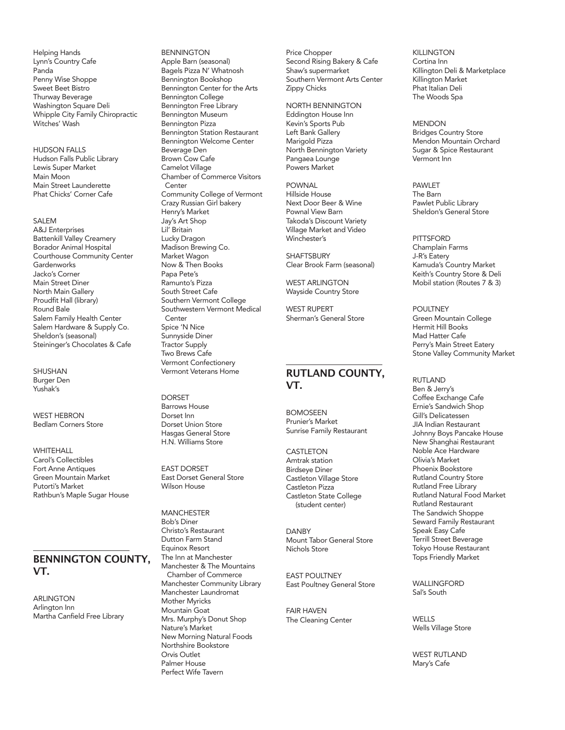Helping Hands
Lynn's Country Cafe
Panda
Penny Wise Shoppe
Sweet Beet Bistro
Thurway Beverage
Washington Square Deli
Whipple City Family Chiropractic
Witches' Wash

HUDSON FALLS
Hudson Falls Public Library
Lewis Super Market
Main Moon
Main Street Launderette
Phat Chicks' Corner Cafe

SALEM
A&J Enterprises
Battenkill Valley Creamery
Borador Animal Hospital
Courthouse Community Center
Gardenworks
Jacko's Corner
Main Street Diner
North Main Gallery
Proudfit Hall (library)
Round Bale
Salem Family Health Center
Salem Hardware & Supply Co.
Sheldon's (seasonal)
Steininger's Chocolates & Cafe

SHUSHAN
Burger Den
Yushak's

WEST HEBRON
Bedlam Corners Store

WHITEHALL
Carol's Collectibles
Fort Anne Antiques
Green Mountain Market
Putorti's Market
Rathbun's Maple Sugar House

## BENNINGTON COUNTY, VT.

ARLINGTON
Arlington Inn
Martha Canfield Free Library

BENNINGTON
Apple Barn (seasonal)
Bagels Pizza N' Whatnosh
Bennington Bookshop
Bennington Center for the Arts
Bennington College
Bennington Free Library
Bennington Museum
Bennington Pizza
Bennington Station Restaurant
Bennington Welcome Center
Beverage Den
Brown Cow Cafe
Camelot Village
Chamber of Commerce Visitors Center
Community College of Vermont
Crazy Russian Girl bakery
Henry's Market
Jay's Art Shop
Lil' Britain
Lucky Dragon
Madison Brewing Co.
Market Wagon
Now & Then Books
Papa Pete's
Ramunto's Pizza
South Street Cafe
Southern Vermont College
Southwestern Vermont Medical Center
Spice 'N Nice
Sunnyside Diner
Tractor Supply
Two Brews Cafe
Vermont Confectionery
Vermont Veterans Home

DORSET
Barrows House
Dorset Inn
Dorset Union Store
Hasgas General Store
H.N. Williams Store

EAST DORSET
East Dorset General Store
Wilson House

MANCHESTER
Bob's Diner
Christo's Restaurant
Dutton Farm Stand
Equinox Resort
The Inn at Manchester
Manchester & The Mountains Chamber of Commerce
Manchester Community Library
Manchester Laundromat
Mother Myricks
Mountain Goat
Mrs. Murphy's Donut Shop
Nature's Market
New Morning Natural Foods
Northshire Bookstore
Orvis Outlet
Palmer House
Perfect Wife Tavern
Price Chopper
Second Rising Bakery & Cafe
Shaw's supermarket
Southern Vermont Arts Center
Zippy Chicks

NORTH BENNINGTON
Eddington House Inn
Kevin's Sports Pub
Left Bank Gallery
Marigold Pizza
North Bennington Variety
Pangaea Lounge
Powers Market

POWNAL
Hillside House
Next Door Beer & Wine
Pownal View Barn
Takoda's Discount Variety
Village Market and Video
Winchester's

SHAFTSBURY
Clear Brook Farm (seasonal)

WEST ARLINGTON
Wayside Country Store

WEST RUPERT
Sherman's General Store

## RUTLAND COUNTY, VT.

BOMOSEEN
Prunier's Market
Sunrise Family Restaurant

CASTLETON
Amtrak station
Birdseye Diner
Castleton Village Store
Castleton Pizza
Castleton State College (student center)

DANBY
Mount Tabor General Store
Nichols Store

EAST POULTNEY
East Poultney General Store

FAIR HAVEN
The Cleaning Center

KILLINGTON
Cortina Inn
Killington Deli & Marketplace
Killington Market
Phat Italian Deli
The Woods Spa

MENDON
Bridges Country Store
Mendon Mountain Orchard
Sugar & Spice Restaurant
Vermont Inn

PAWLET
The Barn
Pawlet Public Library
Sheldon's General Store

PITTSFORD
Champlain Farms
J-R's Eatery
Kamuda's Country Market
Keith's Country Store & Deli
Mobil station (Routes 7 & 3)

POULTNEY
Green Mountain College
Hermit Hill Books
Mad Hatter Cafe
Perry's Main Street Eatery
Stone Valley Community Market

RUTLAND
Ben & Jerry's
Coffee Exchange Cafe
Ernie's Sandwich Shop
Gill's Delicatessen
JIA Indian Restaurant
Johnny Boys Pancake House
New Shanghai Restaurant
Noble Ace Hardware
Olivia's Market
Phoenix Bookstore
Rutland Country Store
Rutland Free Library
Rutland Natural Food Market
Rutland Restaurant
The Sandwich Shoppe
Seward Family Restaurant
Speak Easy Cafe
Terrill Street Beverage
Tokyo House Restaurant
Tops Friendly Market

WALLINGFORD
Sal's South

WELLS
Wells Village Store

WEST RUTLAND
Mary's Cafe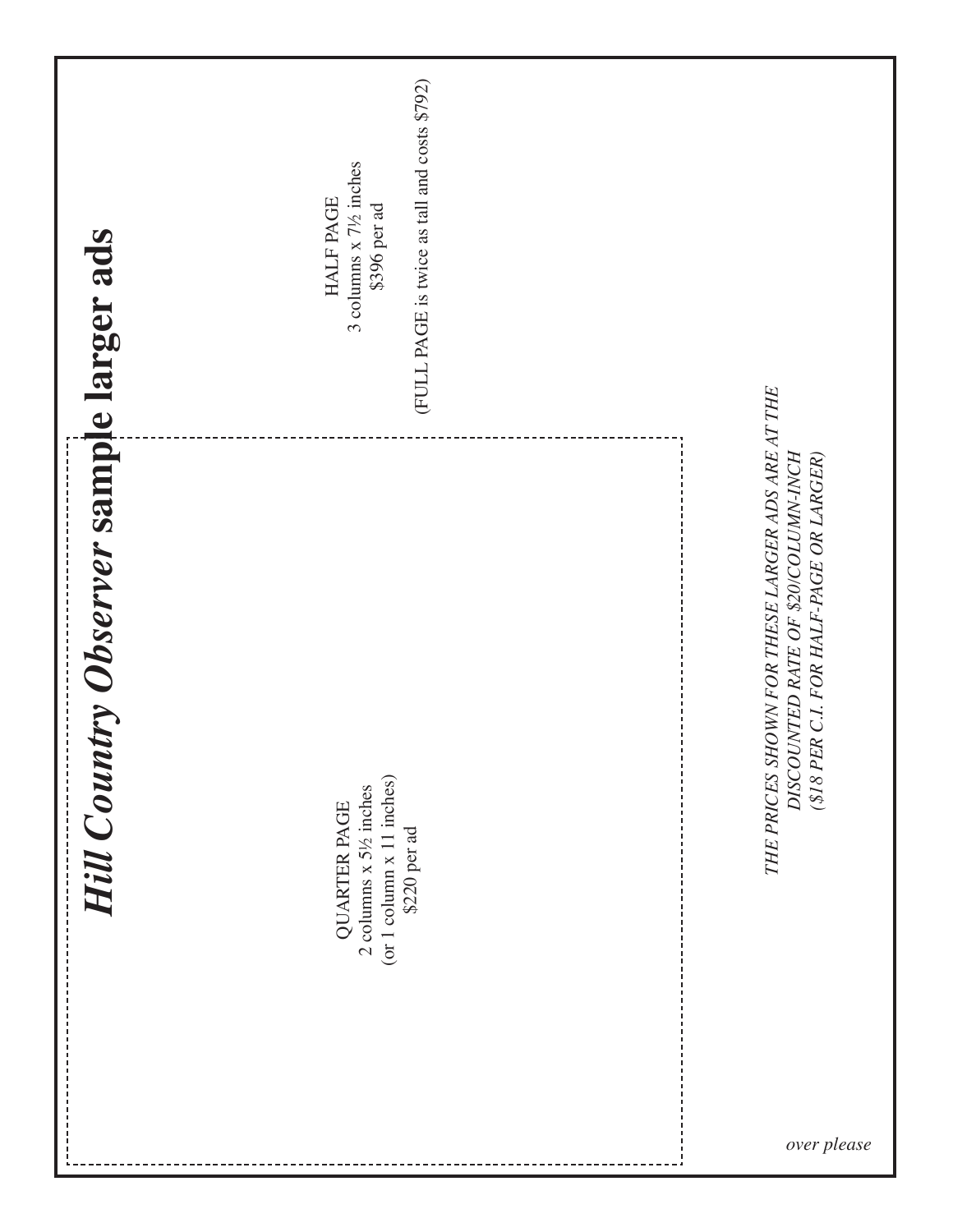# *Hill Country Observer* sample larger ads

HALF PAGE
3 columns x 7½ inches
$396 per ad

(FULL PAGE is twice as tall and costs $792)

QUARTER PAGE
2 columns x 5½ inches
(or 1 column x 11 inches)
$220 per ad

*THE PRICES SHOWN FOR THESE LARGER ADS ARE AT THE DISCOUNTED RATE OF $20/COLUMN-INCH ($18 PER C.I. FOR HALF-PAGE OR LARGER)*

*over please*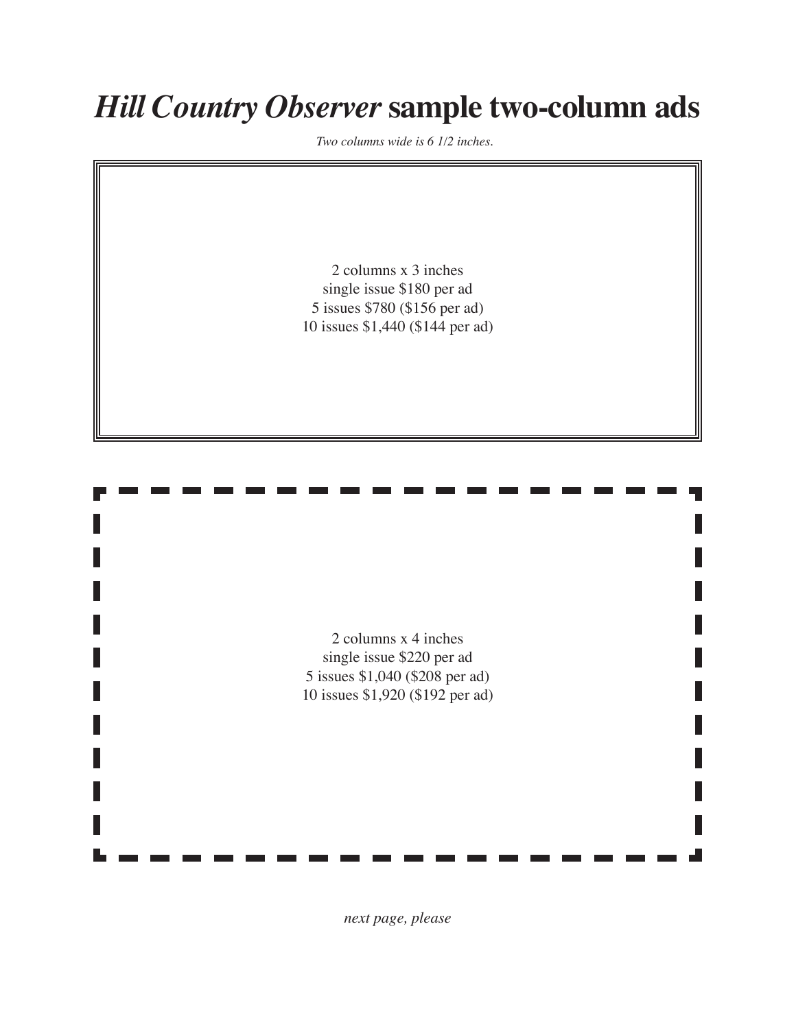# *Hill Country Observer* sample two-column ads

*Two columns wide is 6 1/2 inches.*

2 columns x 3 inches
single issue $180 per ad
5 issues $780 ($156 per ad)
10 issues $1,440 ($144 per ad)

2 columns x 4 inches
single issue $220 per ad
5 issues $1,040 ($208 per ad)
10 issues $1,920 ($192 per ad)

*next page, please*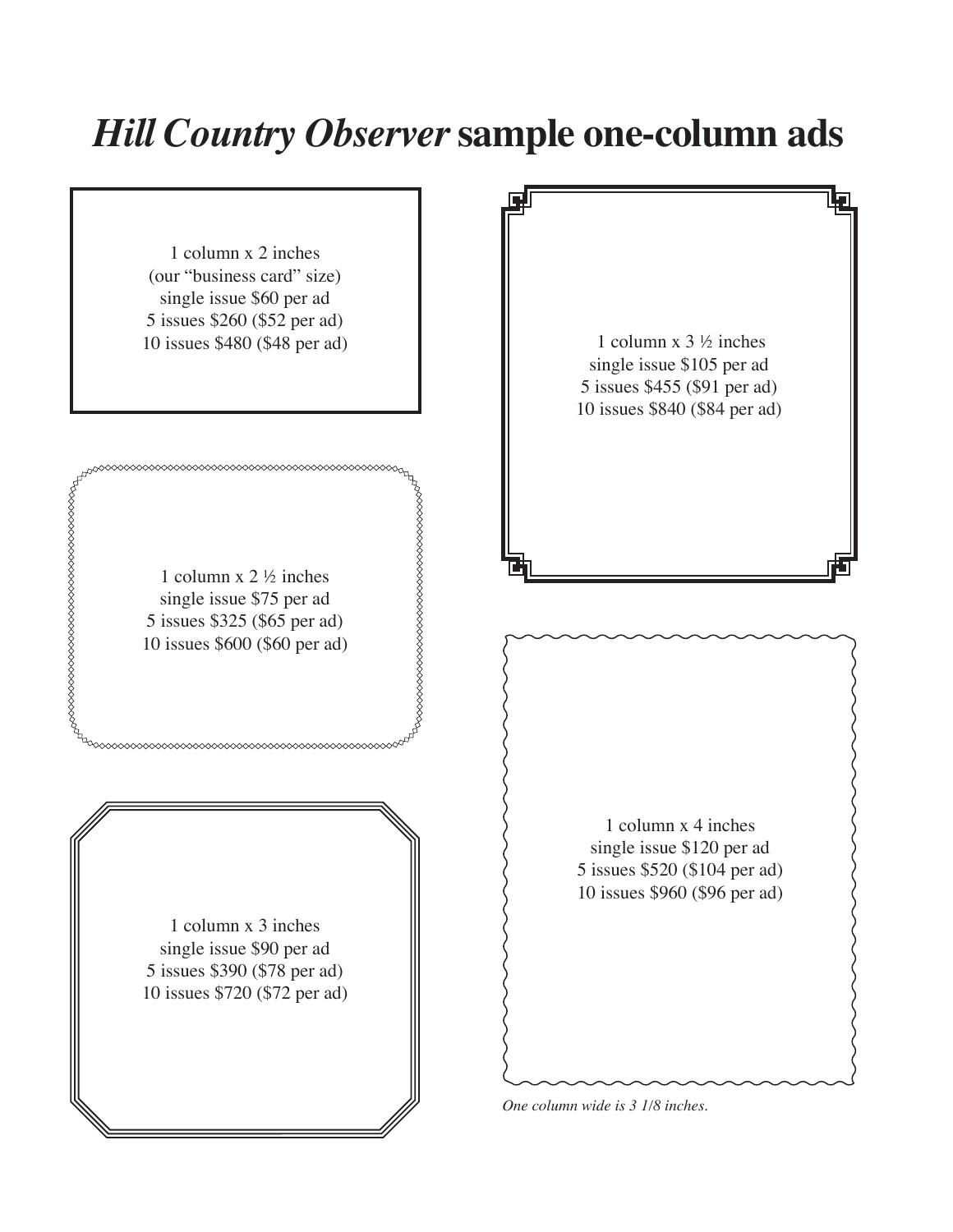# *Hill Country Observer* sample one-column ads

1 column x 2 inches
(our "business card" size)
single issue $60 per ad
5 issues $260 ($52 per ad)
10 issues $480 ($48 per ad)

1 column x 2 ½ inches
single issue $75 per ad
5 issues $325 ($65 per ad)
10 issues $600 ($60 per ad)

1 column x 3 inches
single issue $90 per ad
5 issues $390 ($78 per ad)
10 issues $720 ($72 per ad)

1 column x 3 ½ inches
single issue $105 per ad
5 issues $455 ($91 per ad)
10 issues $840 ($84 per ad)

1 column x 4 inches
single issue $120 per ad
5 issues $520 ($104 per ad)
10 issues $960 ($96 per ad)

*One column wide is 3 1/8 inches.*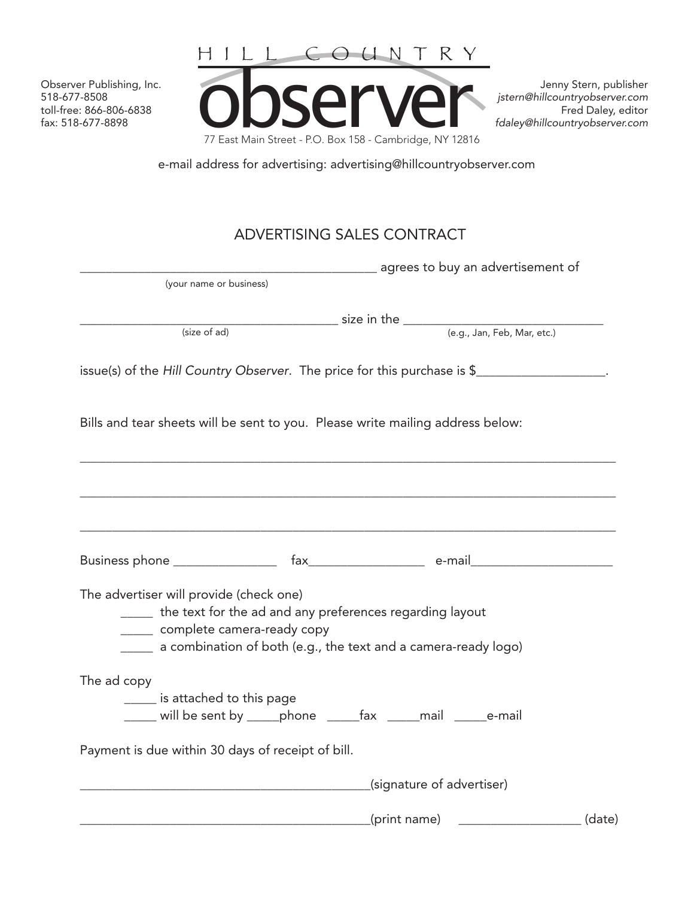Observer Publishing, Inc.
518-677-8508
toll-free: 866-806-6838
fax: 518-677-8898

HILL COUNTRY

# observer

77 East Main Street - P.O. Box 158 - Cambridge, NY 12816

Jenny Stern, publisher
*jstern@hillcountryobserver.com*
Fred Daley, editor
*fdaley@hillcountryobserver.com*

e-mail address for advertising: advertising@hillcountryobserver.com

## ADVERTISING SALES CONTRACT

_____________________________________________ agrees to buy an advertisement of
(your name or business)

_______________________________________ size in the ______________________________
(size of ad) (e.g., Jan, Feb, Mar, etc.)

issue(s) of the *Hill Country Observer*. The price for this purchase is $__________________.

Bills and tear sheets will be sent to you. Please write mailing address below:

_________________________________________________________________________________

_________________________________________________________________________________

_________________________________________________________________________________

Business phone _______________ fax_________________ e-mail_____________________

The advertiser will provide (check one)

- _____ the text for the ad and any preferences regarding layout
- _____ complete camera-ready copy
- _____ a combination of both (e.g., the text and a camera-ready logo)

The ad copy

- _____ is attached to this page
- _____ will be sent by _____phone _____fax _____mail _____e-mail

Payment is due within 30 days of receipt of bill.

____________________________________________(signature of advertiser)

____________________________________________(print name) __________________ (date)